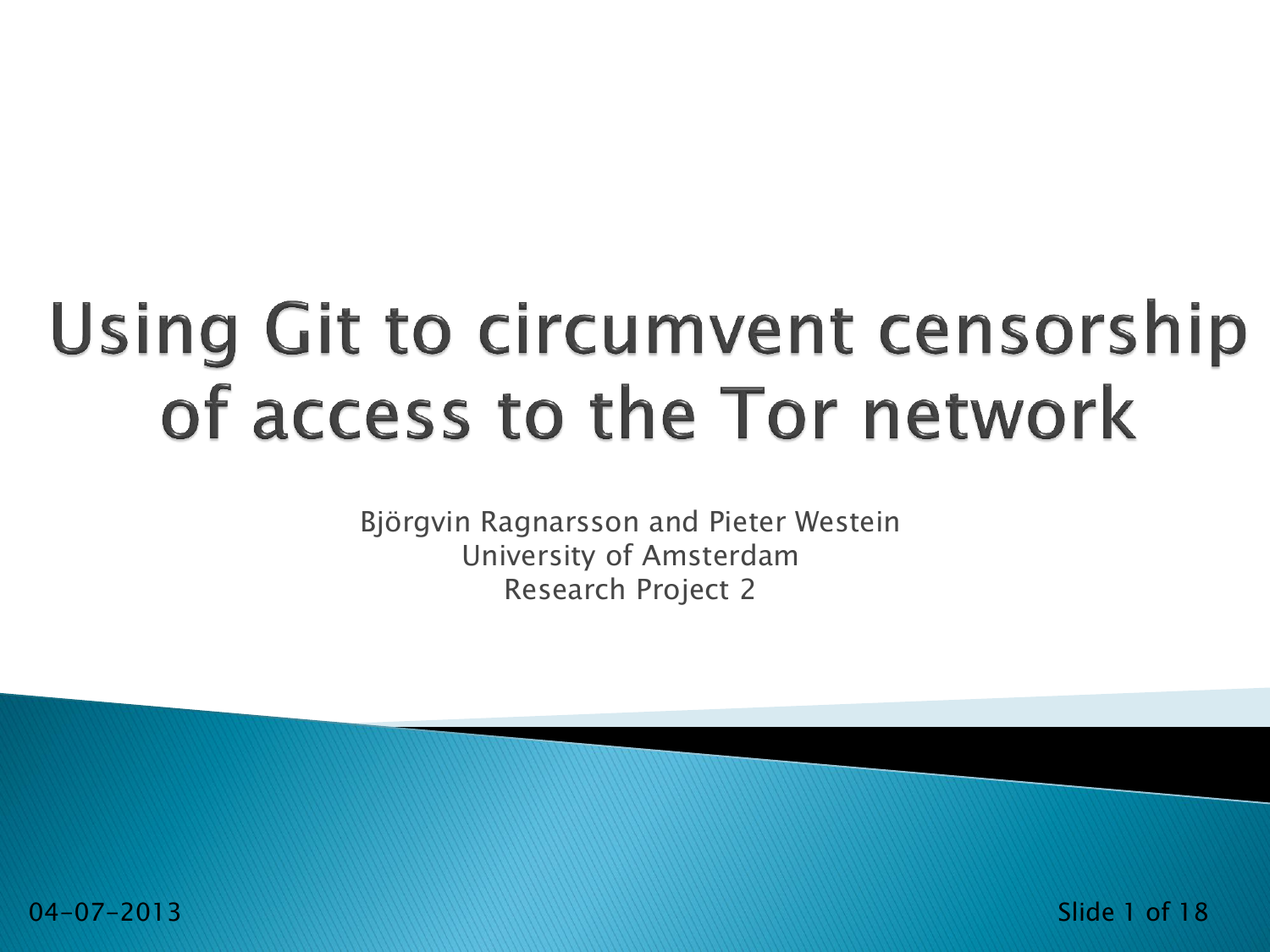# Using Git to circumvent censorship of access to the Tor network

Björgvin Ragnarsson and Pieter Westein
University of Amsterdam
Research Project 2

04-07-2013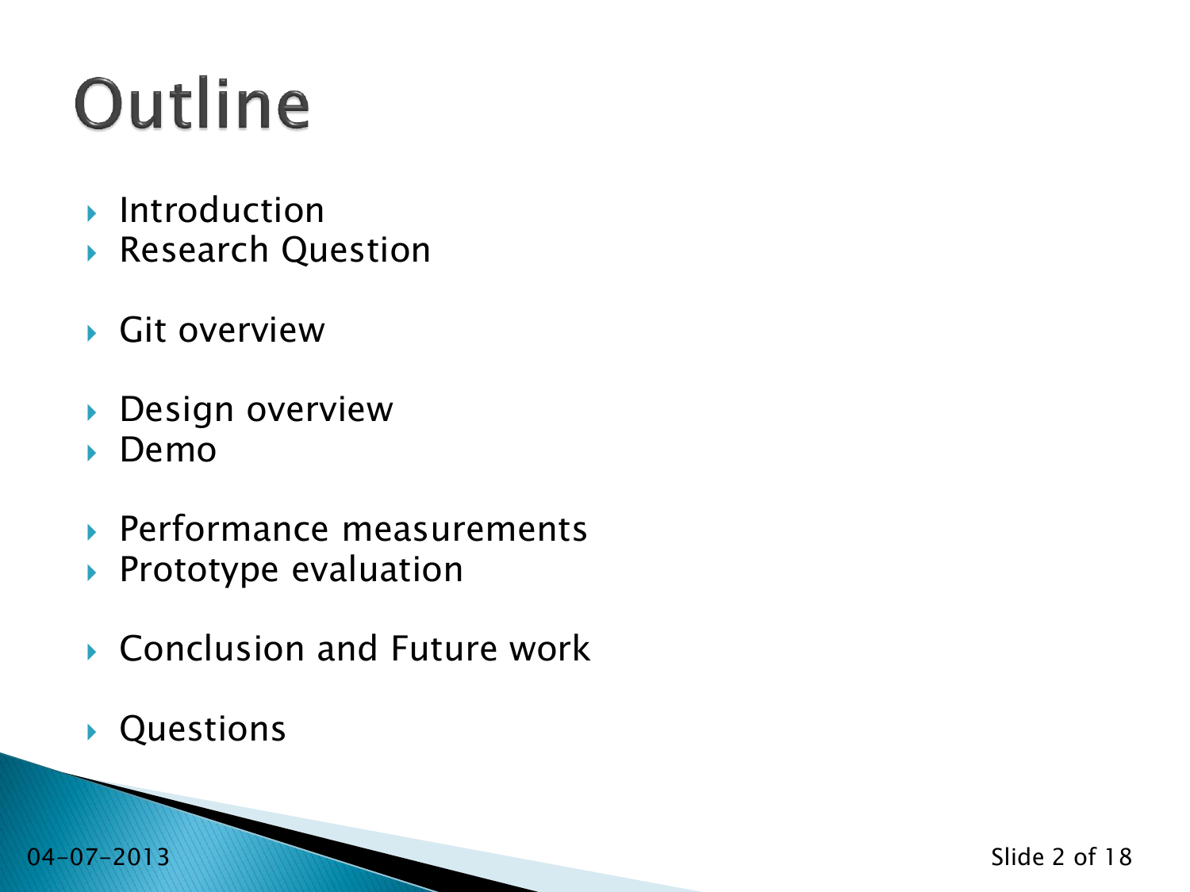# Outline

- Introduction
- Research Question

- Git overview

- Design overview
- Demo

- Performance measurements
- Prototype evaluation

- Conclusion and Future work

- Questions

04-07-2013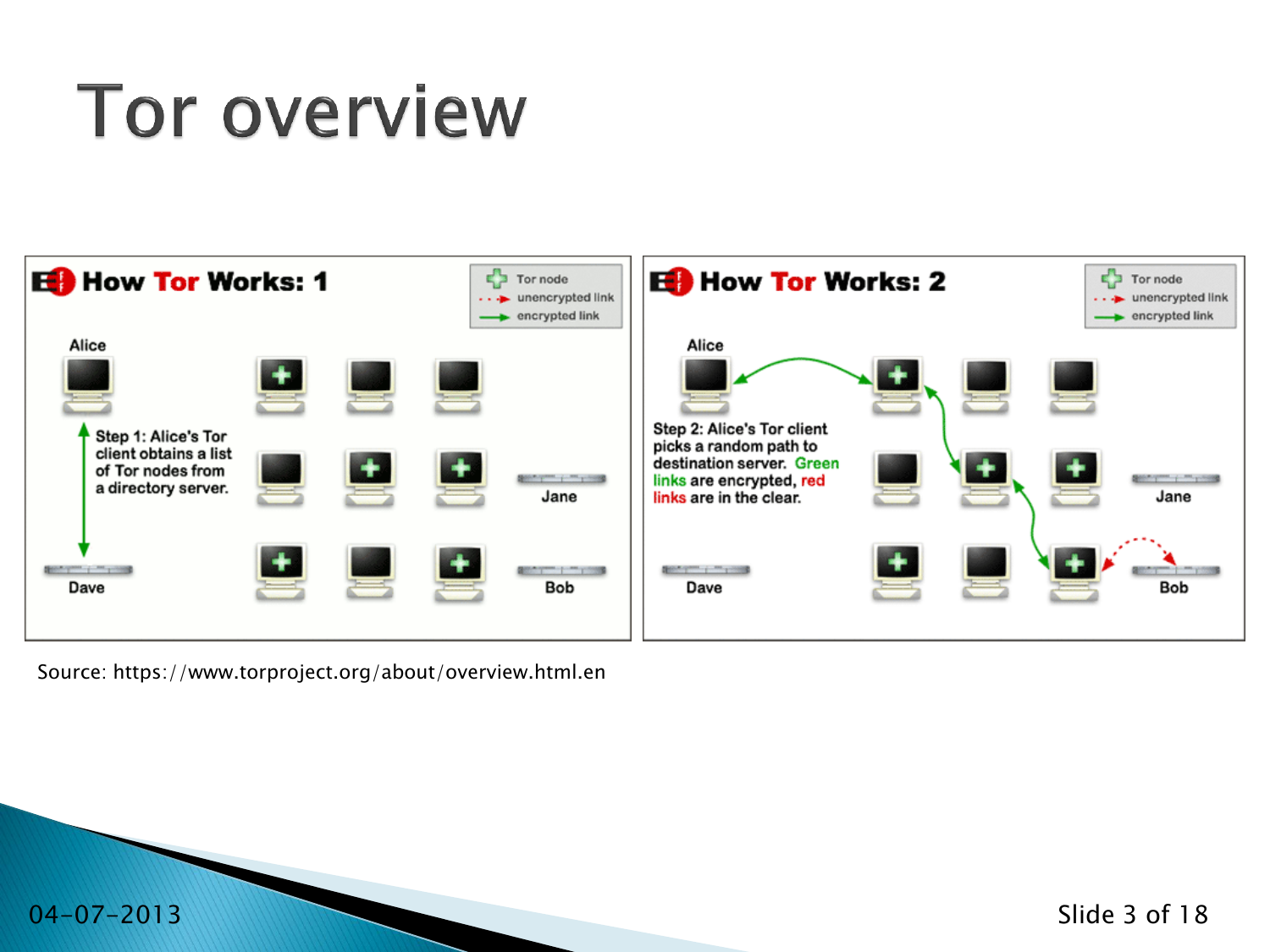# Tor overview

**How Tor Works: 1**

Tor node
unencrypted link
encrypted link

Alice

Step 1: Alice's Tor client obtains a list of Tor nodes from a directory server.

Jane

Dave

Bob

**How Tor Works: 2**

Tor node
unencrypted link
encrypted link

Alice

Step 2: Alice's Tor client picks a random path to destination server. Green links are encrypted, red links are in the clear.

Jane

Dave

Bob

Source: https://www.torproject.org/about/overview.html.en

04-07-2013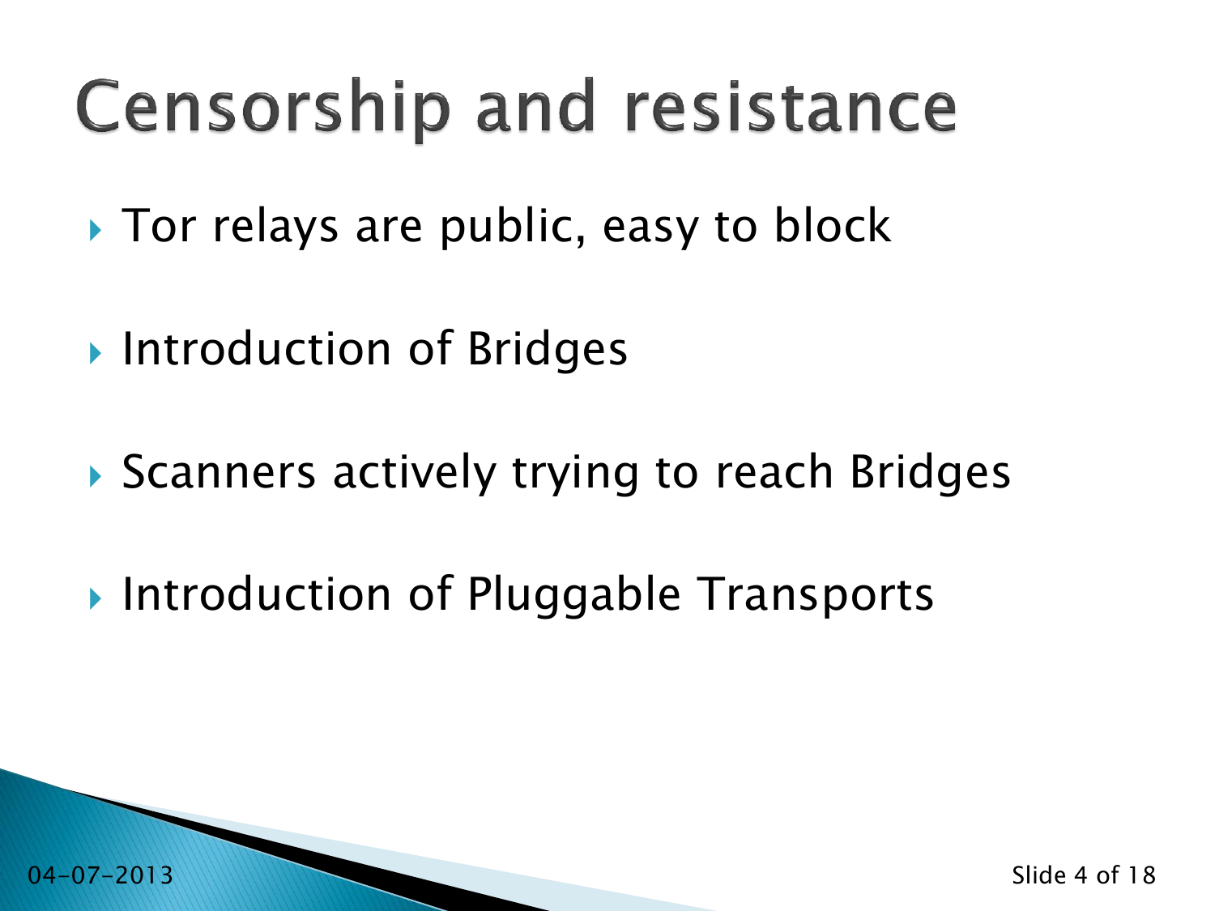# Censorship and resistance

- Tor relays are public, easy to block
- Introduction of Bridges
- Scanners actively trying to reach Bridges
- Introduction of Pluggable Transports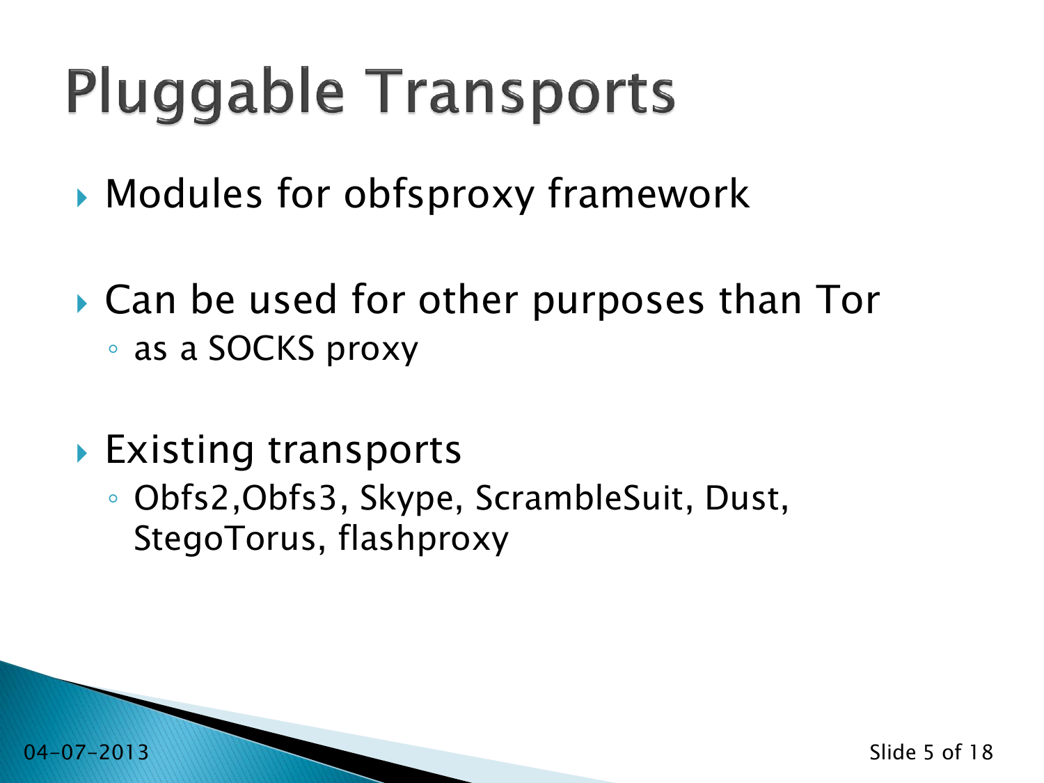# Pluggable Transports

- Modules for obfsproxy framework

- Can be used for other purposes than Tor
  - as a SOCKS proxy

- Existing transports
  - Obfs2,Obfs3, Skype, ScrambleSuit, Dust, StegoTorus, flashproxy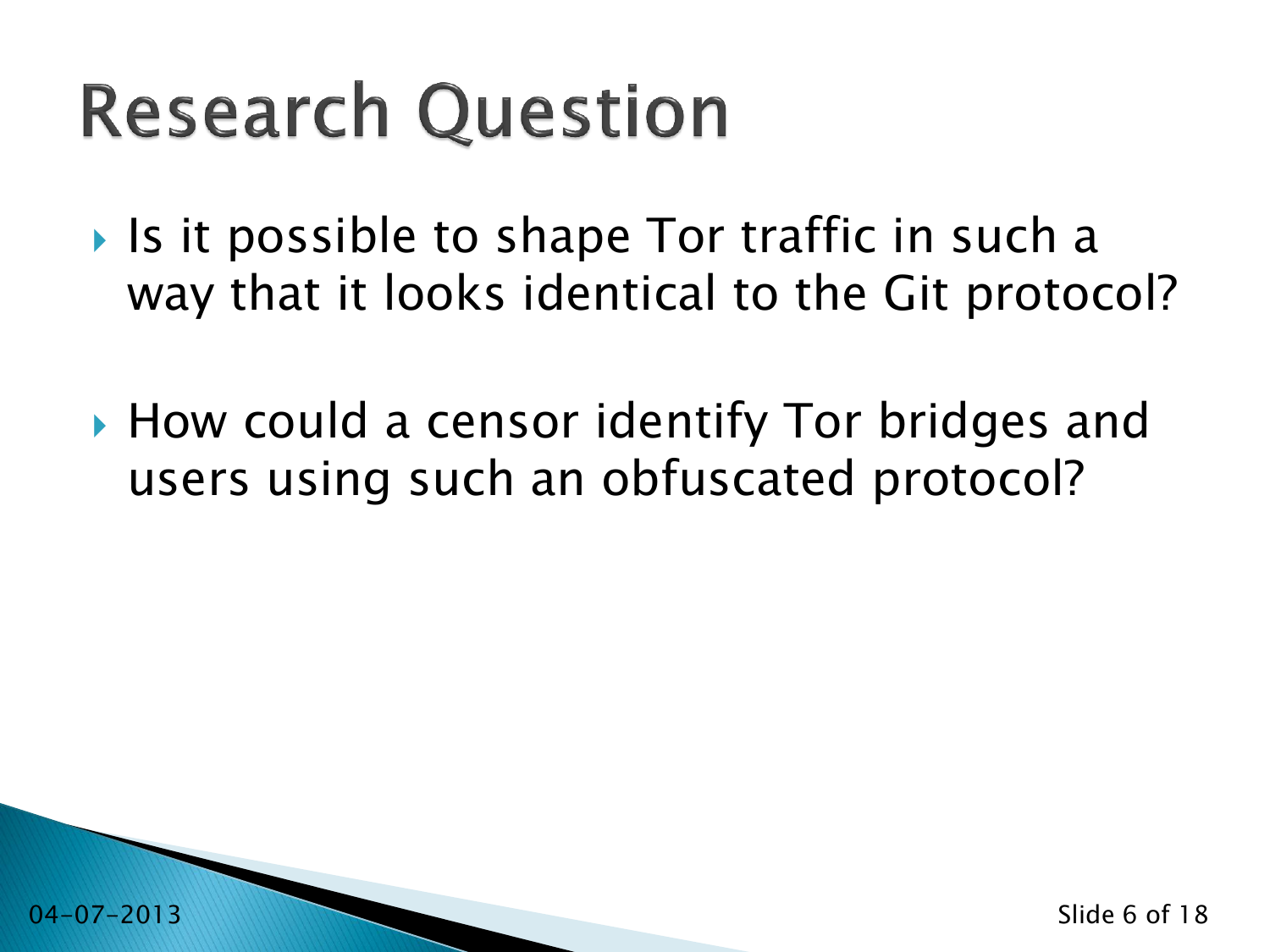# Research Question

- Is it possible to shape Tor traffic in such a way that it looks identical to the Git protocol?

- How could a censor identify Tor bridges and users using such an obfuscated protocol?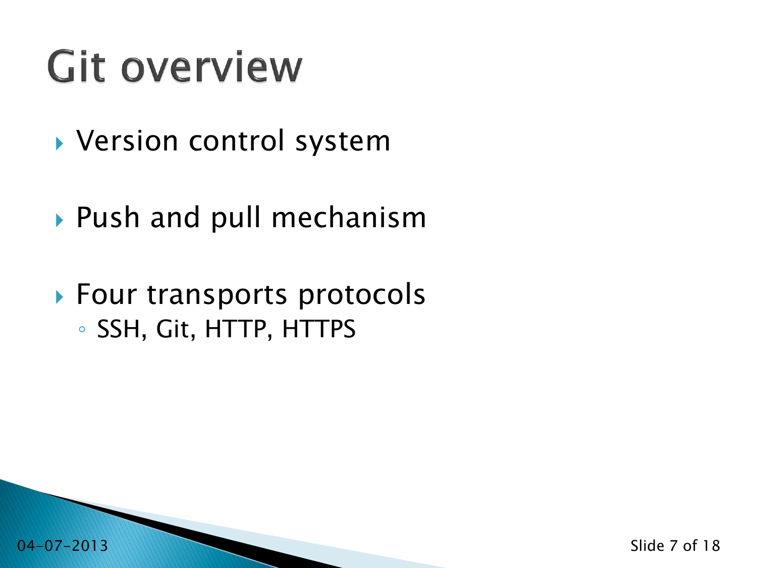# Git overview

- Version control system
- Push and pull mechanism
- Four transports protocols
  - SSH, Git, HTTP, HTTPS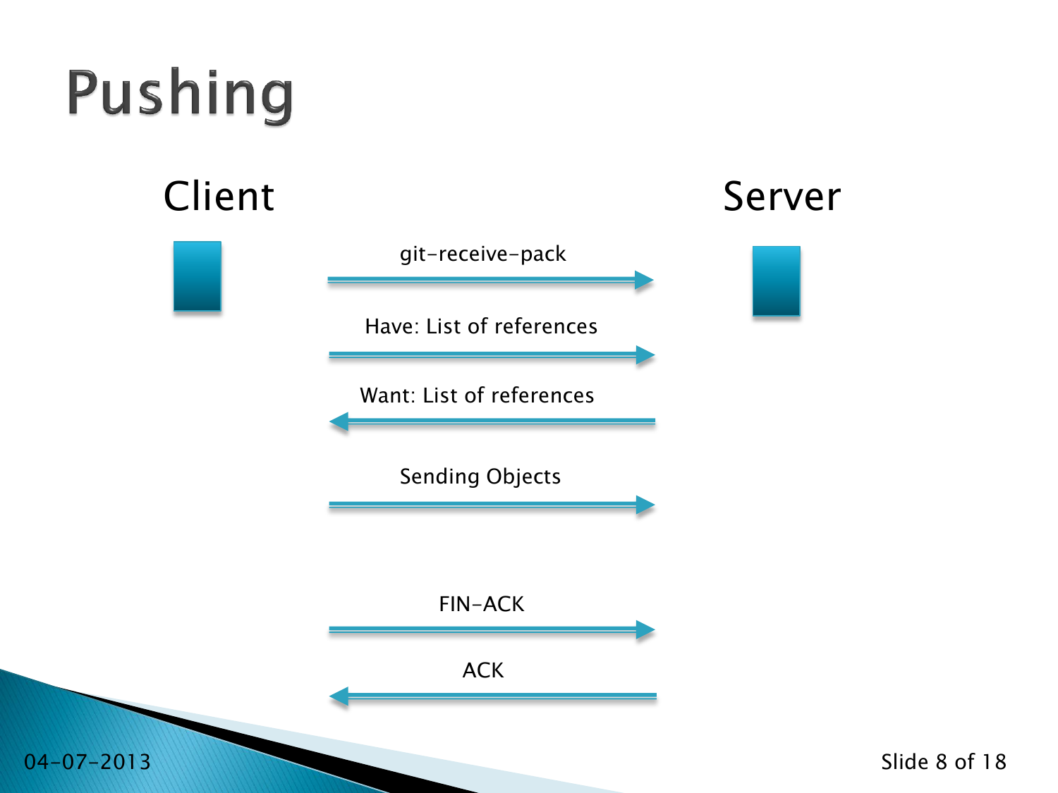# Pushing

Client

Server

git-receive-pack

Have: List of references

Want: List of references

Sending Objects

FIN-ACK

ACK

04-07-2013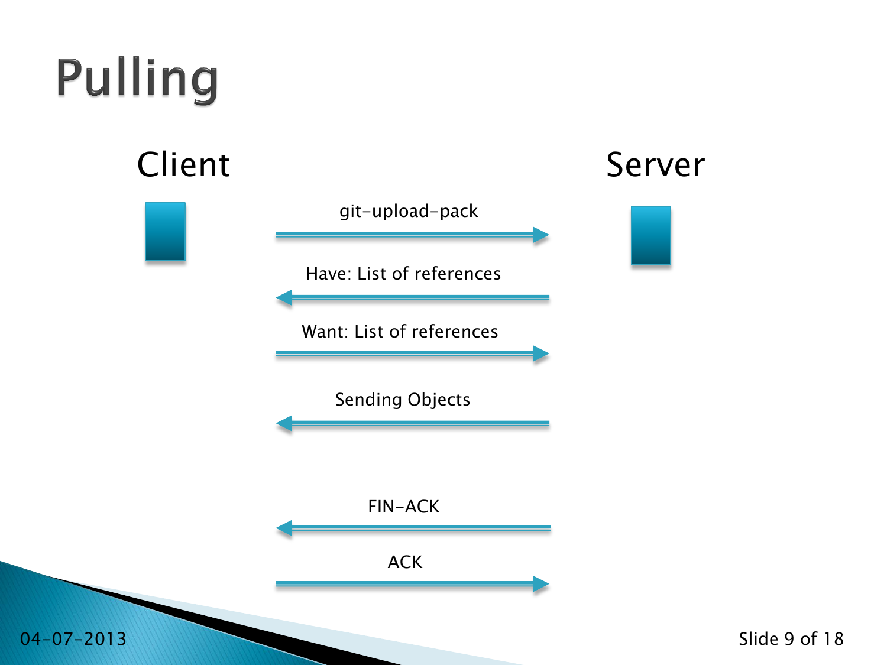# Pulling

Client

Server

git-upload-pack

Have: List of references

Want: List of references

Sending Objects

FIN-ACK

ACK

04-07-2013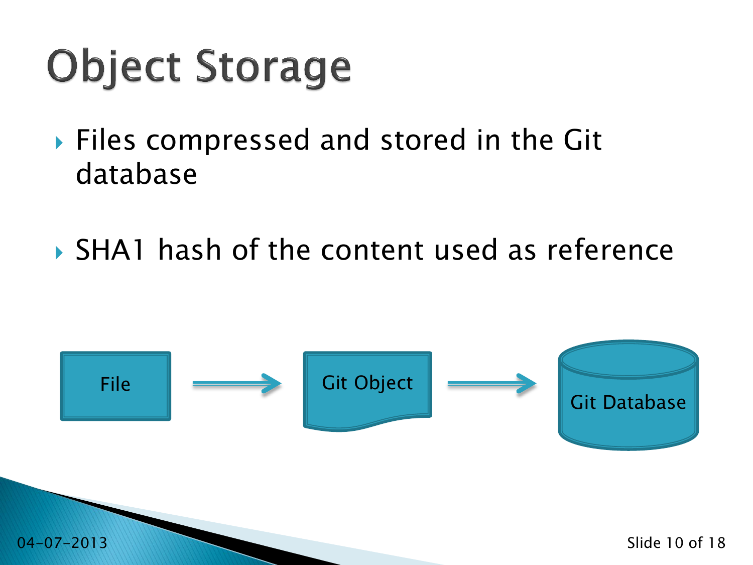# Object Storage

- Files compressed and stored in the Git database
- SHA1 hash of the content used as reference

File → Git Object → Git Database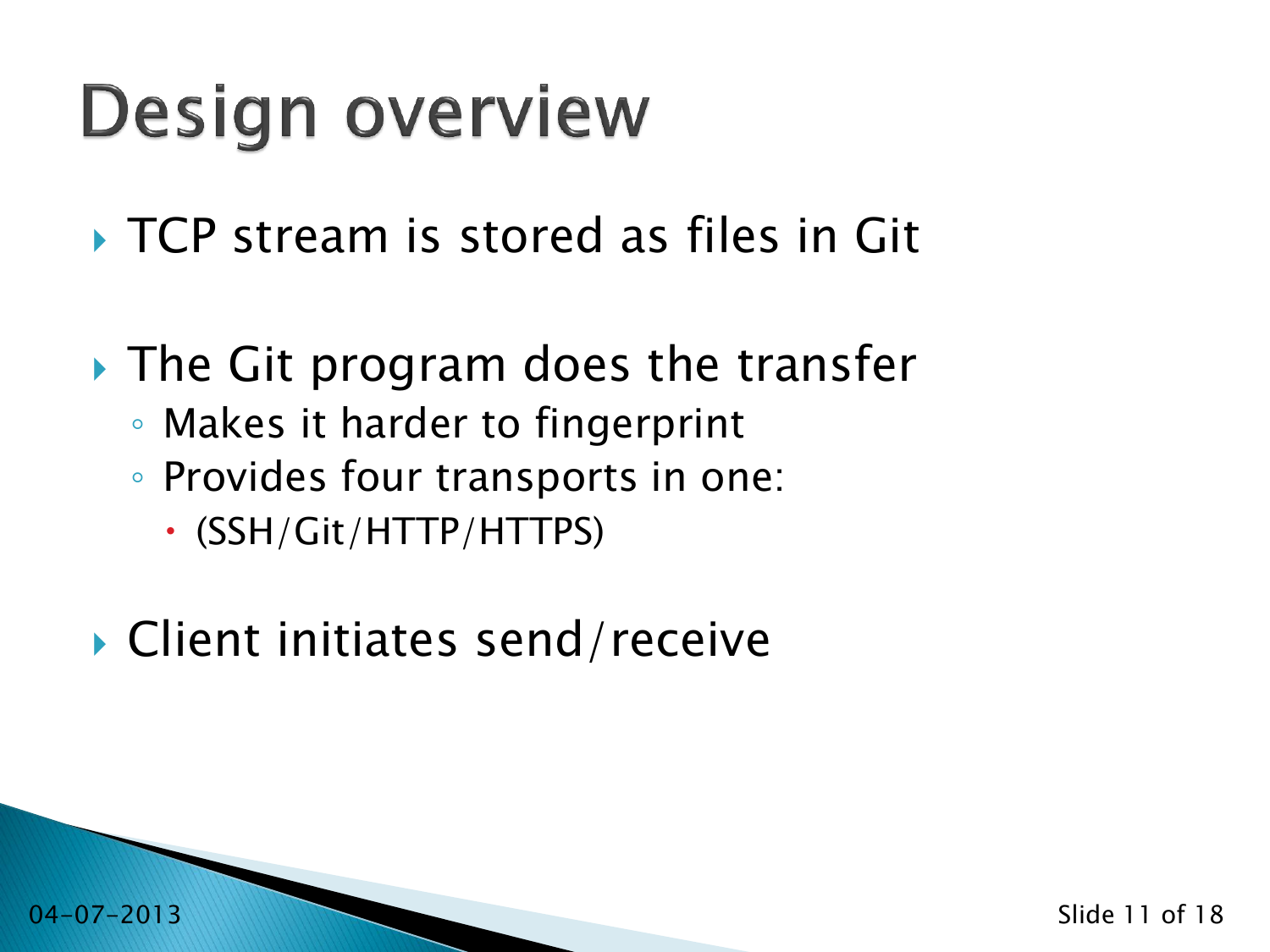# Design overview

- TCP stream is stored as files in Git
- The Git program does the transfer
  - Makes it harder to fingerprint
  - Provides four transports in one:
    - (SSH/Git/HTTP/HTTPS)
- Client initiates send/receive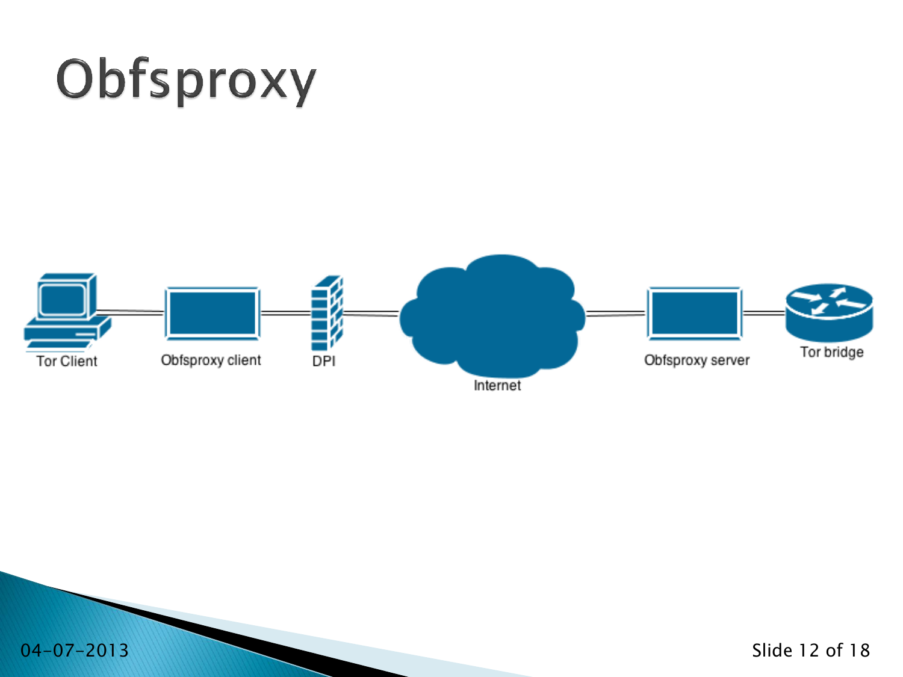# Obfsproxy

Tor Client

Obfsproxy client

DPI

Internet

Obfsproxy server

Tor bridge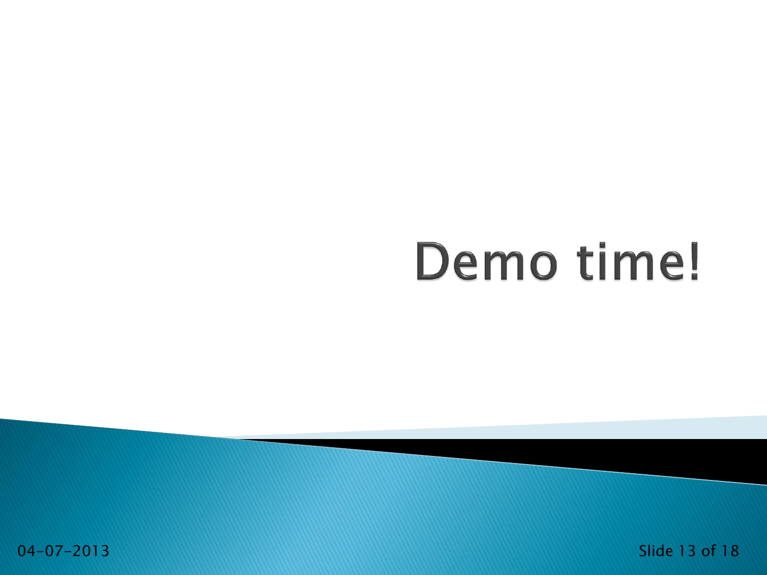# Demo time!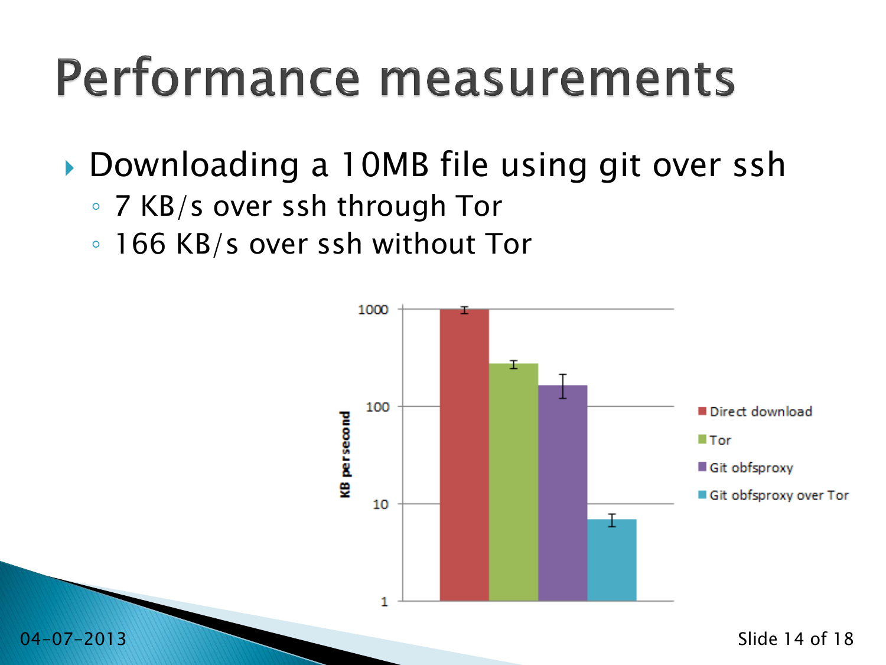# Performance measurements

- Downloading a 10MB file using git over ssh
  - 7 KB/s over ssh through Tor
  - 166 KB/s over ssh without Tor

1000
100
10
1
KB per second

Direct download
Tor
Git obfsproxy
Git obfsproxy over Tor

04-07-2013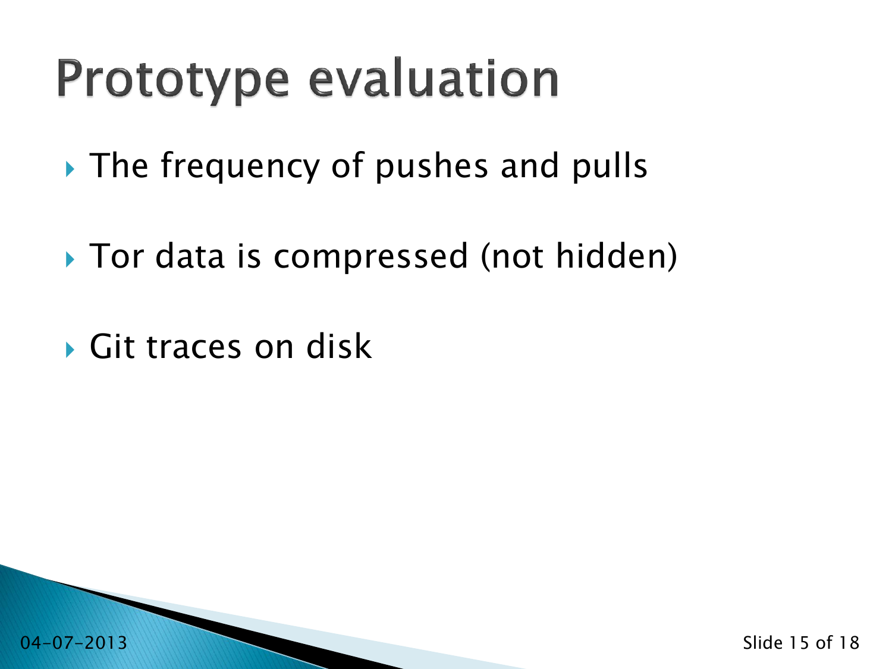# Prototype evaluation

- The frequency of pushes and pulls
- Tor data is compressed (not hidden)
- Git traces on disk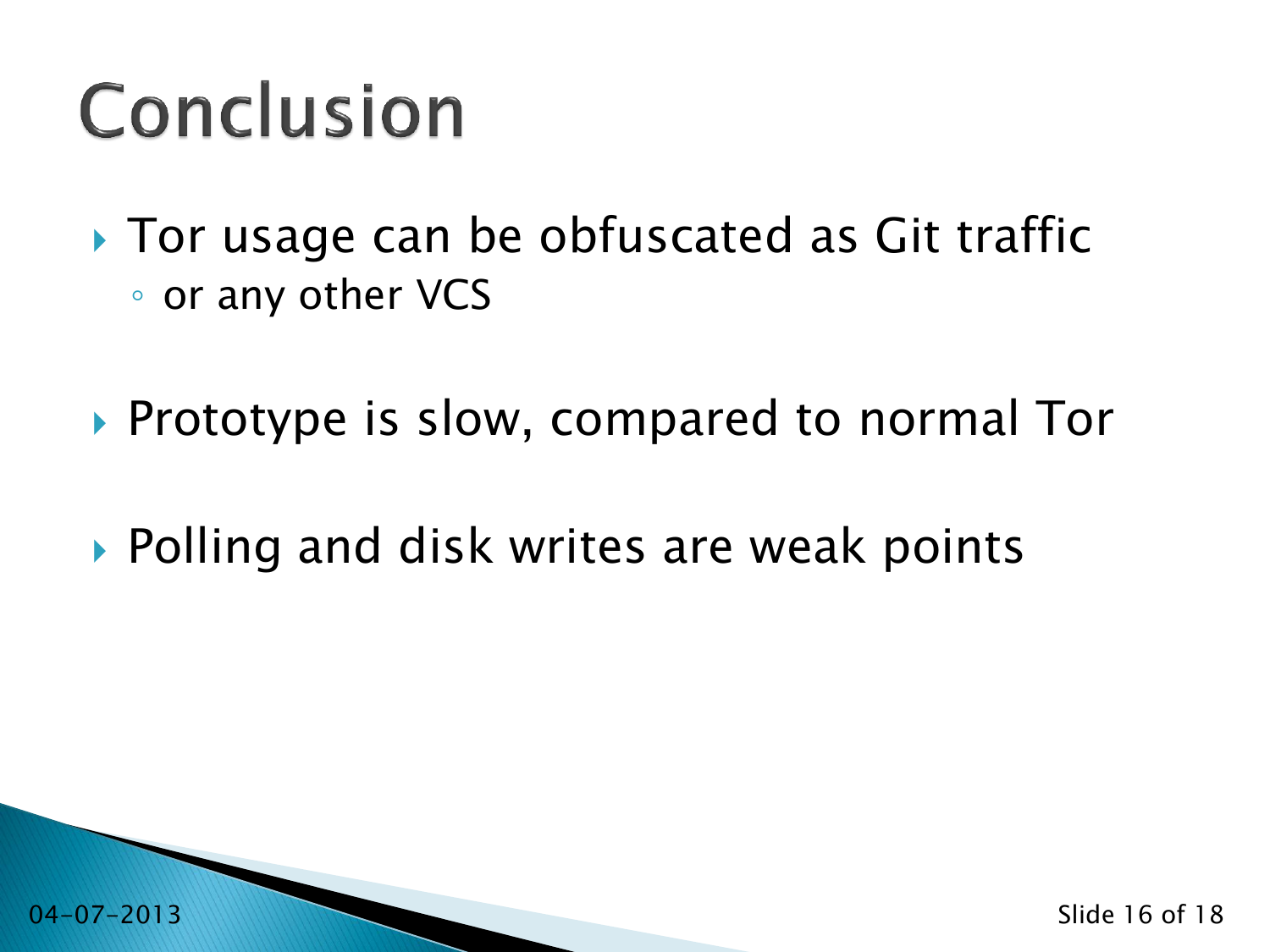# Conclusion

- Tor usage can be obfuscated as Git traffic
  - or any other VCS
- Prototype is slow, compared to normal Tor
- Polling and disk writes are weak points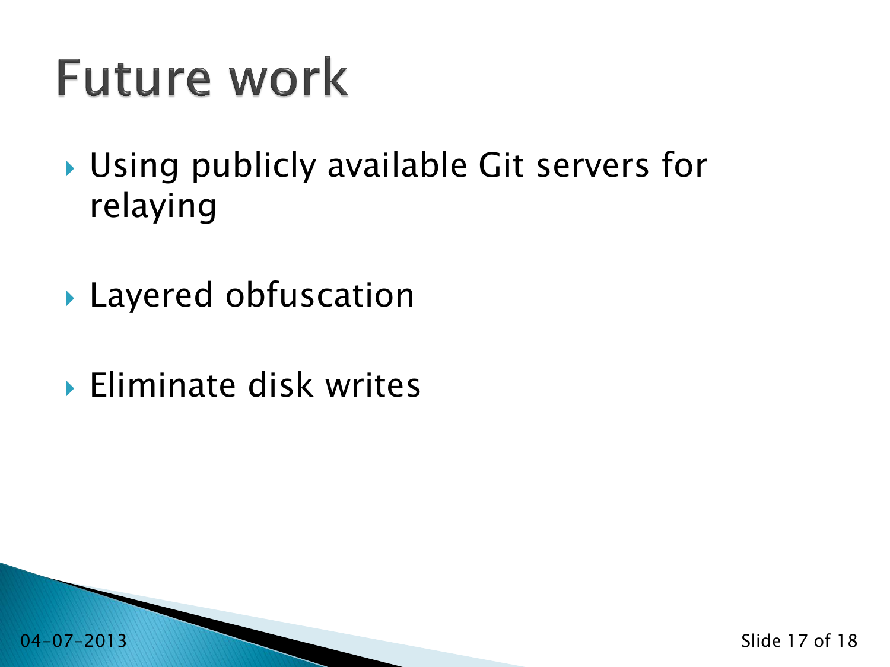# Future work

- Using publicly available Git servers for relaying
- Layered obfuscation
- Eliminate disk writes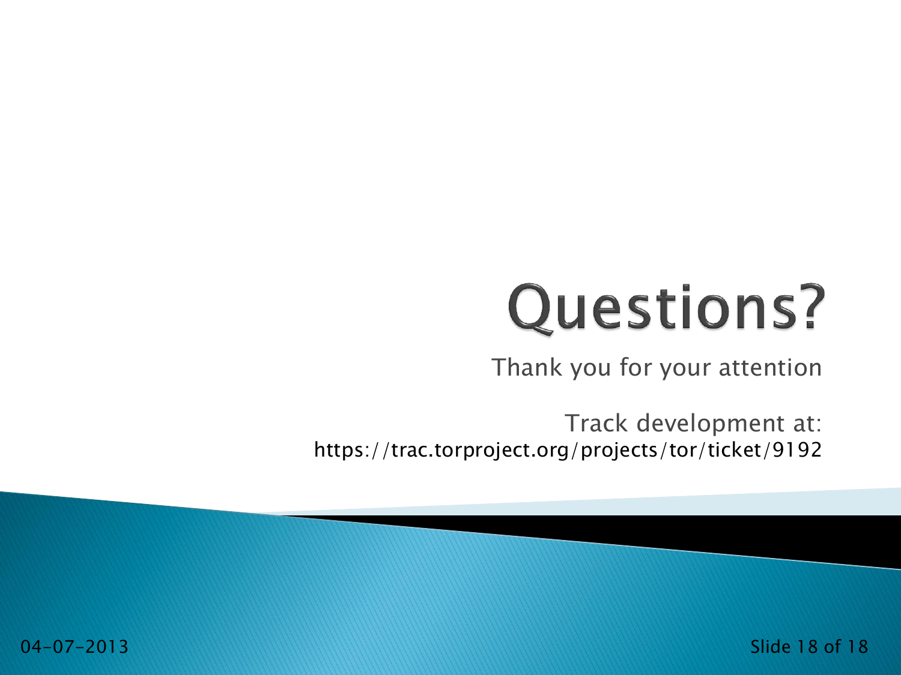# Questions?

Thank you for your attention

Track development at:
https://trac.torproject.org/projects/tor/ticket/9192